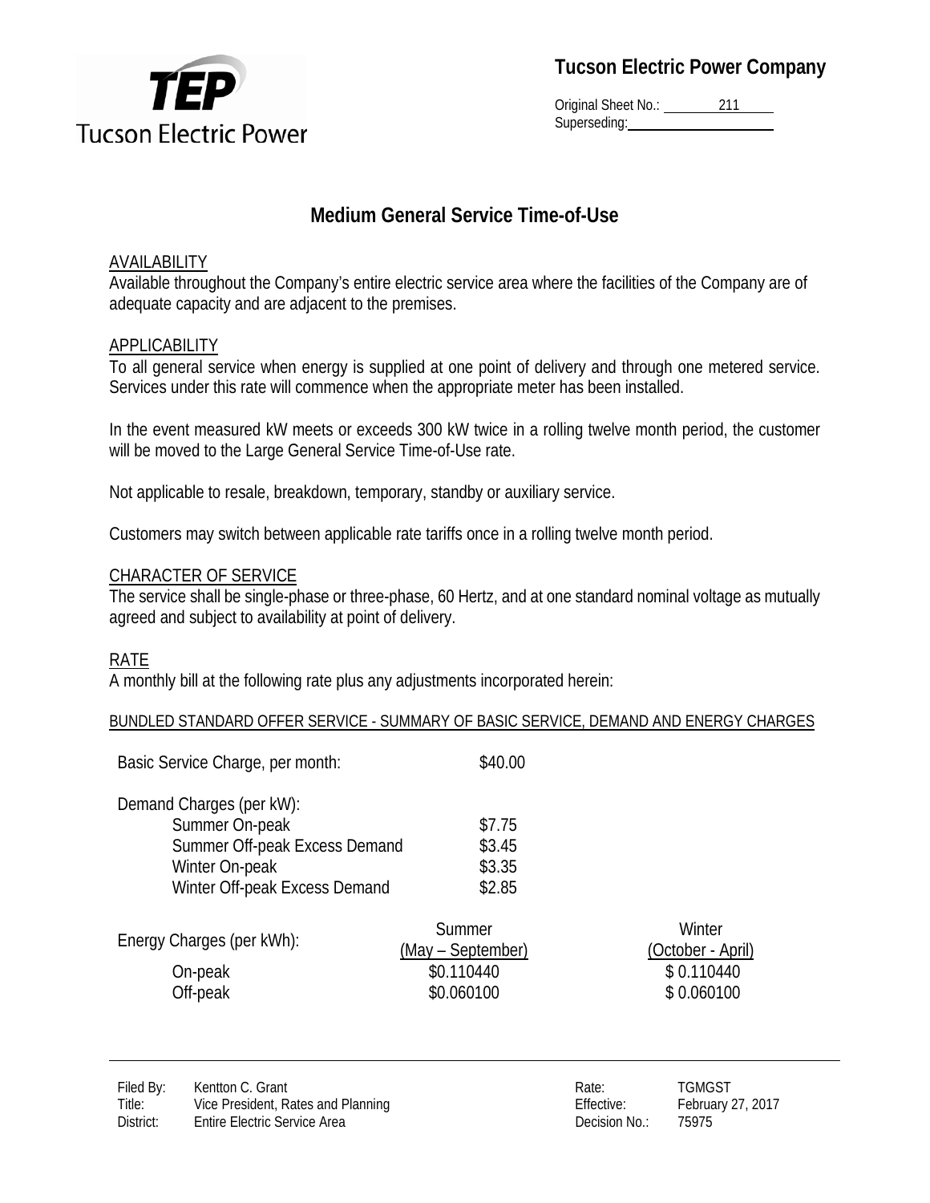Tucson Electric Power Company

Original Sheet No.: 211
Superseding:

# Medium General Service Time-of-Use

## AVAILABILITY

Available throughout the Company's entire electric service area where the facilities of the Company are of adequate capacity and are adjacent to the premises.

## APPLICABILITY

To all general service when energy is supplied at one point of delivery and through one metered service. Services under this rate will commence when the appropriate meter has been installed.

In the event measured kW meets or exceeds 300 kW twice in a rolling twelve month period, the customer will be moved to the Large General Service Time-of-Use rate.

Not applicable to resale, breakdown, temporary, standby or auxiliary service.

Customers may switch between applicable rate tariffs once in a rolling twelve month period.

## CHARACTER OF SERVICE

The service shall be single-phase or three-phase, 60 Hertz, and at one standard nominal voltage as mutually agreed and subject to availability at point of delivery.

## RATE

A monthly bill at the following rate plus any adjustments incorporated herein:

BUNDLED STANDARD OFFER SERVICE - SUMMARY OF BASIC SERVICE, DEMAND AND ENERGY CHARGES

| | |
|---|---|
| Basic Service Charge, per month: | $40.00 |
| Demand Charges (per kW): | |
| Summer On-peak | $7.75 |
| Summer Off-peak Excess Demand | $3.45 |
| Winter On-peak | $3.35 |
| Winter Off-peak Excess Demand | $2.85 |

| Energy Charges (per kWh): | Summer (May – September) | Winter (October - April) |
|---|---|---|
| On-peak | $0.110440 | $ 0.110440 |
| Off-peak | $0.060100 | $ 0.060100 |

Filed By: Kentton C. Grant
Title: Vice President, Rates and Planning
District: Entire Electric Service Area

Rate: TGMGST
Effective: February 27, 2017
Decision No.: 75975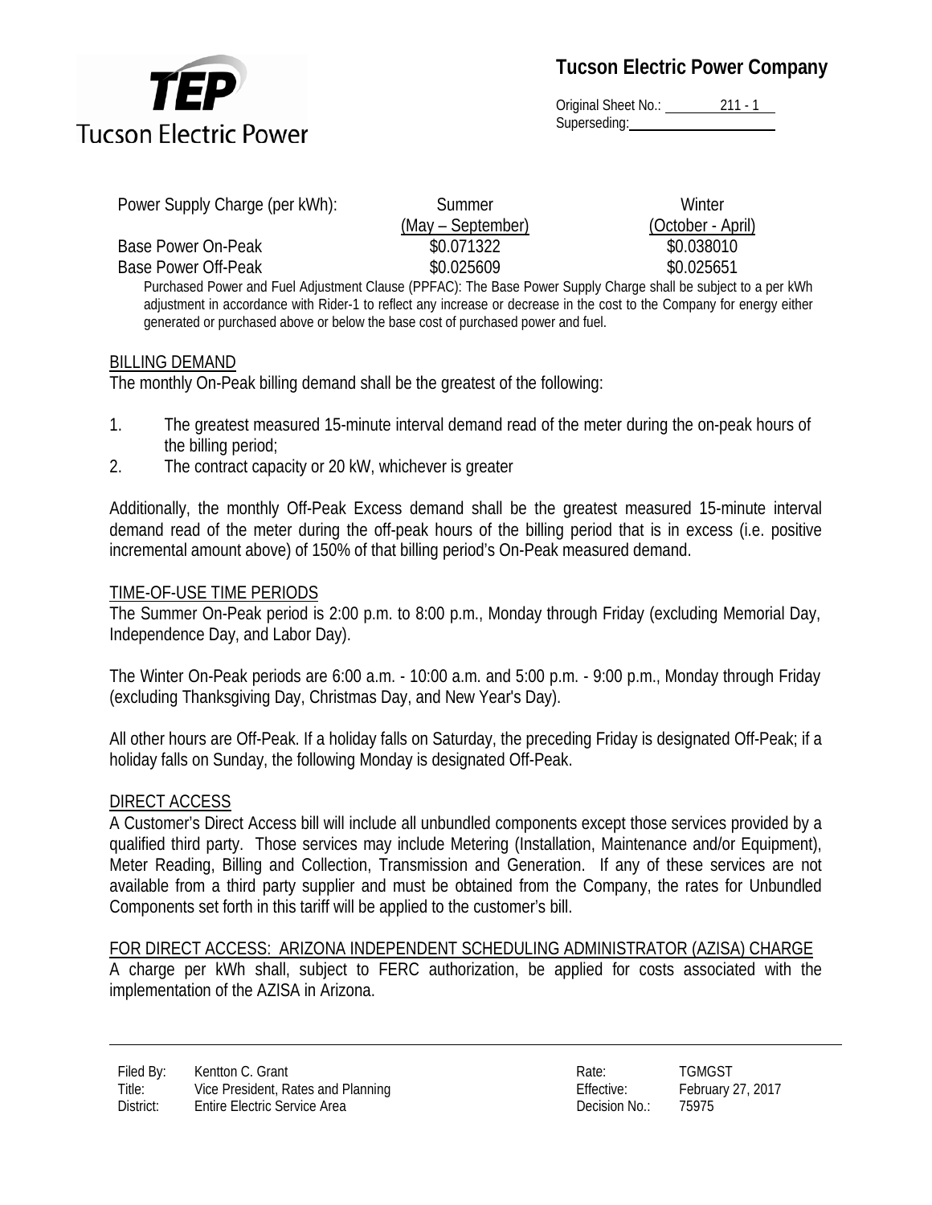| Power Supply Charge (per kWh): | Summer (May – September) | Winter (October - April) |
|---|---|---|
| Base Power On-Peak | $0.071322 | $0.038010 |
| Base Power Off-Peak | $0.025609 | $0.025651 |

Purchased Power and Fuel Adjustment Clause (PPFAC): The Base Power Supply Charge shall be subject to a per kWh adjustment in accordance with Rider-1 to reflect any increase or decrease in the cost to the Company for energy either generated or purchased above or below the base cost of purchased power and fuel.

## BILLING DEMAND

The monthly On-Peak billing demand shall be the greatest of the following:

1. The greatest measured 15-minute interval demand read of the meter during the on-peak hours of the billing period;
2. The contract capacity or 20 kW, whichever is greater

Additionally, the monthly Off-Peak Excess demand shall be the greatest measured 15-minute interval demand read of the meter during the off-peak hours of the billing period that is in excess (i.e. positive incremental amount above) of 150% of that billing period's On-Peak measured demand.

## TIME-OF-USE TIME PERIODS

The Summer On-Peak period is 2:00 p.m. to 8:00 p.m., Monday through Friday (excluding Memorial Day, Independence Day, and Labor Day).

The Winter On-Peak periods are 6:00 a.m. - 10:00 a.m. and 5:00 p.m. - 9:00 p.m., Monday through Friday (excluding Thanksgiving Day, Christmas Day, and New Year's Day).

All other hours are Off-Peak. If a holiday falls on Saturday, the preceding Friday is designated Off-Peak; if a holiday falls on Sunday, the following Monday is designated Off-Peak.

## DIRECT ACCESS

A Customer's Direct Access bill will include all unbundled components except those services provided by a qualified third party. Those services may include Metering (Installation, Maintenance and/or Equipment), Meter Reading, Billing and Collection, Transmission and Generation. If any of these services are not available from a third party supplier and must be obtained from the Company, the rates for Unbundled Components set forth in this tariff will be applied to the customer's bill.

## FOR DIRECT ACCESS: ARIZONA INDEPENDENT SCHEDULING ADMINISTRATOR (AZISA) CHARGE

A charge per kWh shall, subject to FERC authorization, be applied for costs associated with the implementation of the AZISA in Arizona.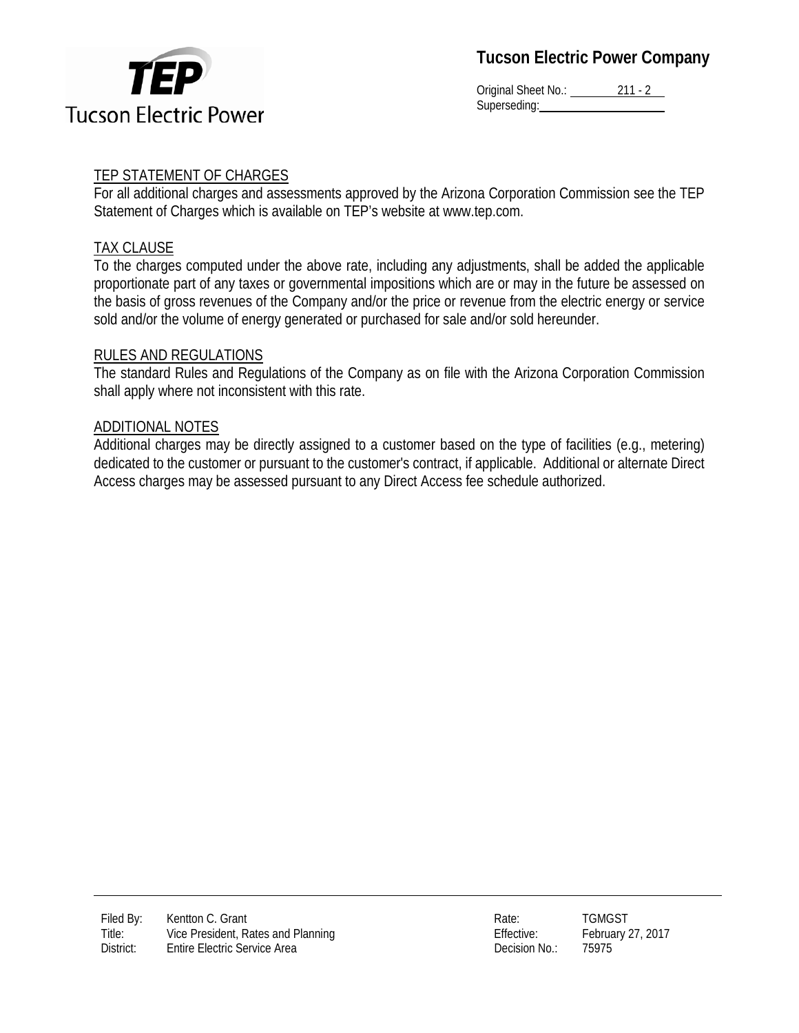## TEP STATEMENT OF CHARGES

For all additional charges and assessments approved by the Arizona Corporation Commission see the TEP Statement of Charges which is available on TEP's website at www.tep.com.

## TAX CLAUSE

To the charges computed under the above rate, including any adjustments, shall be added the applicable proportionate part of any taxes or governmental impositions which are or may in the future be assessed on the basis of gross revenues of the Company and/or the price or revenue from the electric energy or service sold and/or the volume of energy generated or purchased for sale and/or sold hereunder.

## RULES AND REGULATIONS

The standard Rules and Regulations of the Company as on file with the Arizona Corporation Commission shall apply where not inconsistent with this rate.

## ADDITIONAL NOTES

Additional charges may be directly assigned to a customer based on the type of facilities (e.g., metering) dedicated to the customer or pursuant to the customer's contract, if applicable. Additional or alternate Direct Access charges may be assessed pursuant to any Direct Access fee schedule authorized.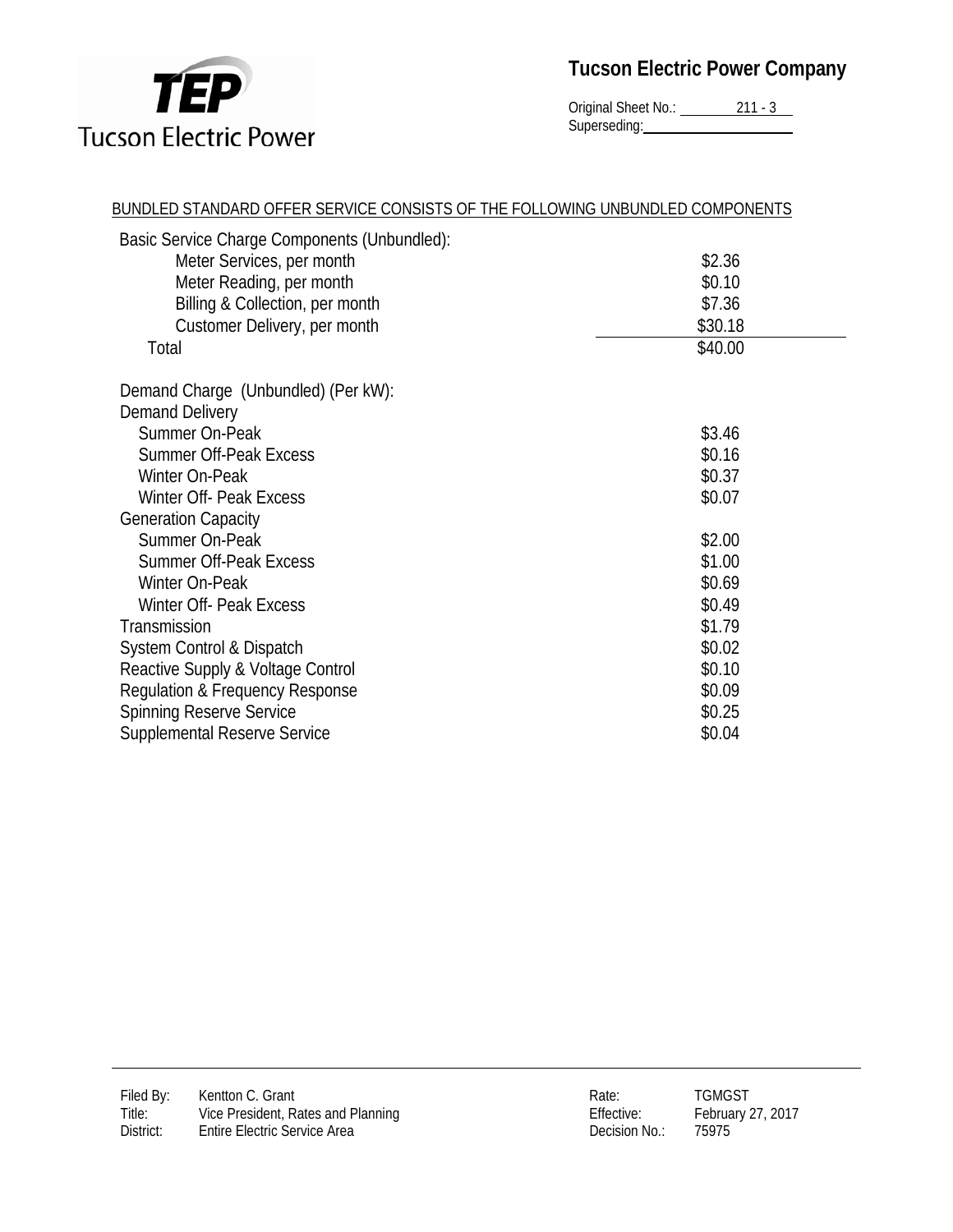Tucson Electric Power Company

Original Sheet No.: 211 - 3
Superseding:

BUNDLED STANDARD OFFER SERVICE CONSISTS OF THE FOLLOWING UNBUNDLED COMPONENTS

| Basic Service Charge Components (Unbundled): | |
|---|---|
| Meter Services, per month | $2.36 |
| Meter Reading, per month | $0.10 |
| Billing & Collection, per month | $7.36 |
| Customer Delivery, per month | $30.18 |
| Total | $40.00 |

| Demand Charge (Unbundled) (Per kW): | |
|---|---|
| Demand Delivery | |
| Summer On-Peak | $3.46 |
| Summer Off-Peak Excess | $0.16 |
| Winter On-Peak | $0.37 |
| Winter Off- Peak Excess | $0.07 |
| Generation Capacity | |
| Summer On-Peak | $2.00 |
| Summer Off-Peak Excess | $1.00 |
| Winter On-Peak | $0.69 |
| Winter Off- Peak Excess | $0.49 |
| Transmission | $1.79 |
| System Control & Dispatch | $0.02 |
| Reactive Supply & Voltage Control | $0.10 |
| Regulation & Frequency Response | $0.09 |
| Spinning Reserve Service | $0.25 |
| Supplemental Reserve Service | $0.04 |

Filed By: Kentton C. Grant
Title: Vice President, Rates and Planning
District: Entire Electric Service Area

Rate: TGMGST
Effective: February 27, 2017
Decision No.: 75975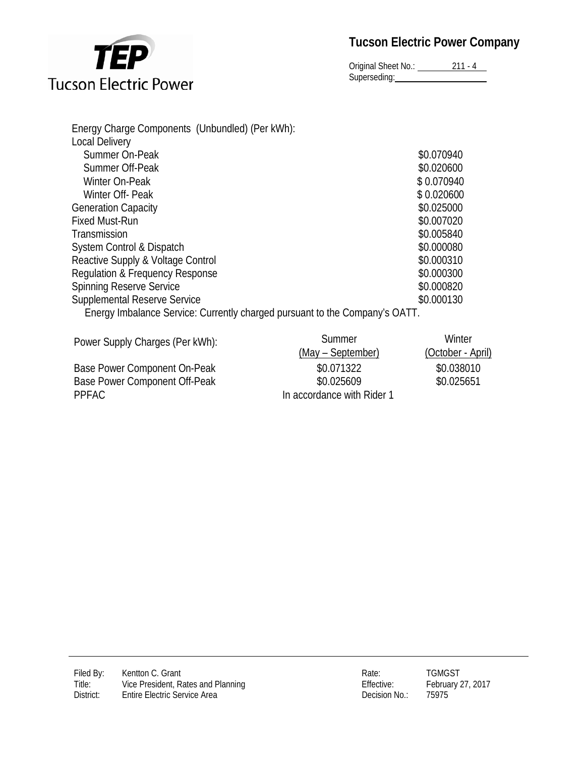Energy Charge Components (Unbundled) (Per kWh):

| | |
|---|---|
| Local Delivery | |
| Summer On-Peak | $0.070940 |
| Summer Off-Peak | $0.020600 |
| Winter On-Peak | $ 0.070940 |
| Winter Off- Peak | $ 0.020600 |
| Generation Capacity | $0.025000 |
| Fixed Must-Run | $0.007020 |
| Transmission | $0.005840 |
| System Control & Dispatch | $0.000080 |
| Reactive Supply & Voltage Control | $0.000310 |
| Regulation & Frequency Response | $0.000300 |
| Spinning Reserve Service | $0.000820 |
| Supplemental Reserve Service | $0.000130 |

Energy Imbalance Service: Currently charged pursuant to the Company's OATT.

| Power Supply Charges (Per kWh): | Summer (May – September) | Winter (October - April) |
|---|---|---|
| Base Power Component On-Peak | $0.071322 | $0.038010 |
| Base Power Component Off-Peak | $0.025609 | $0.025651 |
| PPFAC | In accordance with Rider 1 | |

Filed By: Kentton C. Grant
Title: Vice President, Rates and Planning
District: Entire Electric Service Area

Rate: TGMGST
Effective: February 27, 2017
Decision No.: 75975